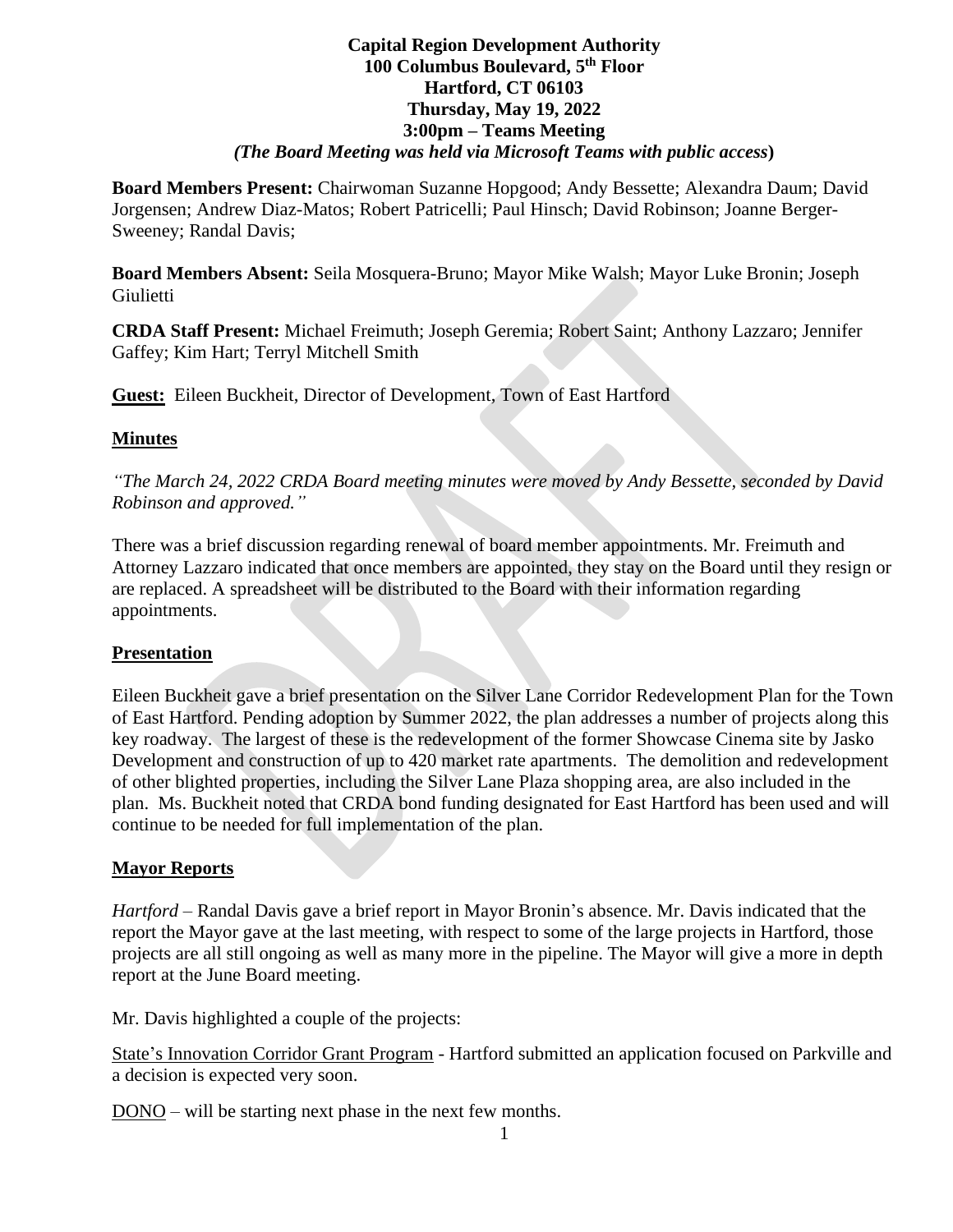**Capital Region Development Authority**
**100 Columbus Boulevard, 5th Floor**
**Hartford, CT 06103**
**Thursday, May 19, 2022**
**3:00pm – Teams Meeting**
***(The Board Meeting was held via Microsoft Teams with public access)***

**Board Members Present:** Chairwoman Suzanne Hopgood; Andy Bessette; Alexandra Daum; David Jorgensen; Andrew Diaz-Matos; Robert Patricelli; Paul Hinsch; David Robinson; Joanne Berger-Sweeney; Randal Davis;

**Board Members Absent:** Seila Mosquera-Bruno; Mayor Mike Walsh; Mayor Luke Bronin; Joseph Giulietti

**CRDA Staff Present:** Michael Freimuth; Joseph Geremia; Robert Saint; Anthony Lazzaro; Jennifer Gaffey; Kim Hart; Terryl Mitchell Smith

**Guest:** Eileen Buckheit, Director of Development, Town of East Hartford

## Minutes

*"The March 24, 2022 CRDA Board meeting minutes were moved by Andy Bessette, seconded by David Robinson and approved."*

There was a brief discussion regarding renewal of board member appointments. Mr. Freimuth and Attorney Lazzaro indicated that once members are appointed, they stay on the Board until they resign or are replaced. A spreadsheet will be distributed to the Board with their information regarding appointments.

## Presentation

Eileen Buckheit gave a brief presentation on the Silver Lane Corridor Redevelopment Plan for the Town of East Hartford. Pending adoption by Summer 2022, the plan addresses a number of projects along this key roadway. The largest of these is the redevelopment of the former Showcase Cinema site by Jasko Development and construction of up to 420 market rate apartments. The demolition and redevelopment of other blighted properties, including the Silver Lane Plaza shopping area, are also included in the plan. Ms. Buckheit noted that CRDA bond funding designated for East Hartford has been used and will continue to be needed for full implementation of the plan.

## Mayor Reports

*Hartford* – Randal Davis gave a brief report in Mayor Bronin's absence. Mr. Davis indicated that the report the Mayor gave at the last meeting, with respect to some of the large projects in Hartford, those projects are all still ongoing as well as many more in the pipeline. The Mayor will give a more in depth report at the June Board meeting.

Mr. Davis highlighted a couple of the projects:

State's Innovation Corridor Grant Program - Hartford submitted an application focused on Parkville and a decision is expected very soon.

DONO – will be starting next phase in the next few months.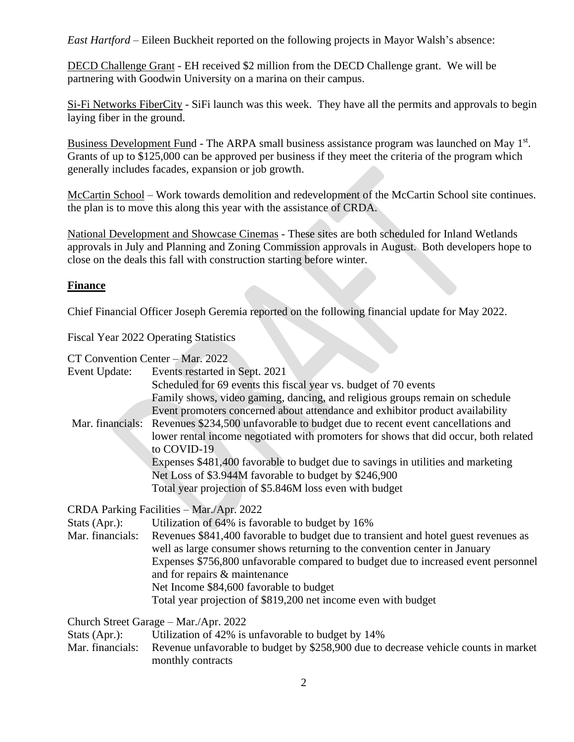*East Hartford* – Eileen Buckheit reported on the following projects in Mayor Walsh's absence:

DECD Challenge Grant - EH received $2 million from the DECD Challenge grant. We will be partnering with Goodwin University on a marina on their campus.

Si-Fi Networks FiberCity - SiFi launch was this week. They have all the permits and approvals to begin laying fiber in the ground.

Business Development Fund - The ARPA small business assistance program was launched on May 1st. Grants of up to $125,000 can be approved per business if they meet the criteria of the program which generally includes facades, expansion or job growth.

McCartin School – Work towards demolition and redevelopment of the McCartin School site continues. the plan is to move this along this year with the assistance of CRDA.

National Development and Showcase Cinemas - These sites are both scheduled for Inland Wetlands approvals in July and Planning and Zoning Commission approvals in August. Both developers hope to close on the deals this fall with construction starting before winter.

## **Finance**

Chief Financial Officer Joseph Geremia reported on the following financial update for May 2022.

Fiscal Year 2022 Operating Statistics

CT Convention Center – Mar. 2022

Event Update: Events restarted in Sept. 2021
Scheduled for 69 events this fiscal year vs. budget of 70 events
Family shows, video gaming, dancing, and religious groups remain on schedule
Event promoters concerned about attendance and exhibitor product availability

Mar. financials: Revenues $234,500 unfavorable to budget due to recent event cancellations and lower rental income negotiated with promoters for shows that did occur, both related to COVID-19
Expenses $481,400 favorable to budget due to savings in utilities and marketing
Net Loss of $3.944M favorable to budget by $246,900
Total year projection of $5.846M loss even with budget

CRDA Parking Facilities – Mar./Apr. 2022

Stats (Apr.): Utilization of 64% is favorable to budget by 16%

Mar. financials: Revenues $841,400 favorable to budget due to transient and hotel guest revenues as well as large consumer shows returning to the convention center in January
Expenses $756,800 unfavorable compared to budget due to increased event personnel and for repairs & maintenance
Net Income $84,600 favorable to budget
Total year projection of $819,200 net income even with budget

Church Street Garage – Mar./Apr. 2022

Stats (Apr.): Utilization of 42% is unfavorable to budget by 14%

Mar. financials: Revenue unfavorable to budget by $258,900 due to decrease vehicle counts in market monthly contracts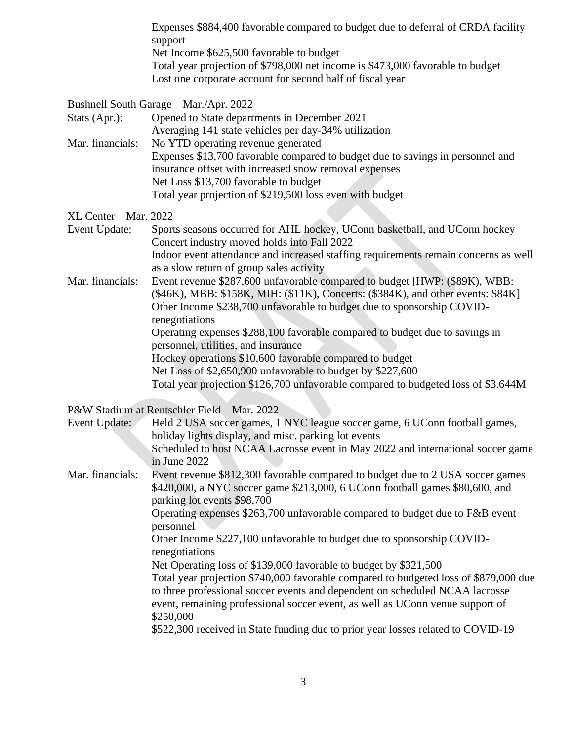Expenses $884,400 favorable compared to budget due to deferral of CRDA facility support
Net Income $625,500 favorable to budget
Total year projection of $798,000 net income is $473,000 favorable to budget
Lost one corporate account for second half of fiscal year

Bushnell South Garage – Mar./Apr. 2022

Stats (Apr.):
Opened to State departments in December 2021
Averaging 141 state vehicles per day-34% utilization

Mar. financials:
No YTD operating revenue generated
Expenses $13,700 favorable compared to budget due to savings in personnel and insurance offset with increased snow removal expenses
Net Loss $13,700 favorable to budget
Total year projection of $219,500 loss even with budget

XL Center – Mar. 2022

Event Update:
Sports seasons occurred for AHL hockey, UConn basketball, and UConn hockey
Concert industry moved holds into Fall 2022
Indoor event attendance and increased staffing requirements remain concerns as well as a slow return of group sales activity

Mar. financials:
Event revenue $287,600 unfavorable compared to budget [HWP: ($89K), WBB: ($46K), MBB: $158K, MIH: ($11K), Concerts: ($384K), and other events: $84K]
Other Income $238,700 unfavorable to budget due to sponsorship COVID-renegotiations
Operating expenses $288,100 favorable compared to budget due to savings in personnel, utilities, and insurance
Hockey operations $10,600 favorable compared to budget
Net Loss of $2,650,900 unfavorable to budget by $227,600
Total year projection $126,700 unfavorable compared to budgeted loss of $3.644M

P&W Stadium at Rentschler Field – Mar. 2022

Event Update:
Held 2 USA soccer games, 1 NYC league soccer game, 6 UConn football games, holiday lights display, and misc. parking lot events
Scheduled to host NCAA Lacrosse event in May 2022 and international soccer game in June 2022

Mar. financials:
Event revenue $812,300 favorable compared to budget due to 2 USA soccer games $420,000, a NYC soccer game $213,000, 6 UConn football games $80,600, and parking lot events $98,700
Operating expenses $263,700 unfavorable compared to budget due to F&B event personnel
Other Income $227,100 unfavorable to budget due to sponsorship COVID-renegotiations
Net Operating loss of $139,000 favorable to budget by $321,500
Total year projection $740,000 favorable compared to budgeted loss of $879,000 due to three professional soccer events and dependent on scheduled NCAA lacrosse event, remaining professional soccer event, as well as UConn venue support of $250,000
$522,300 received in State funding due to prior year losses related to COVID-19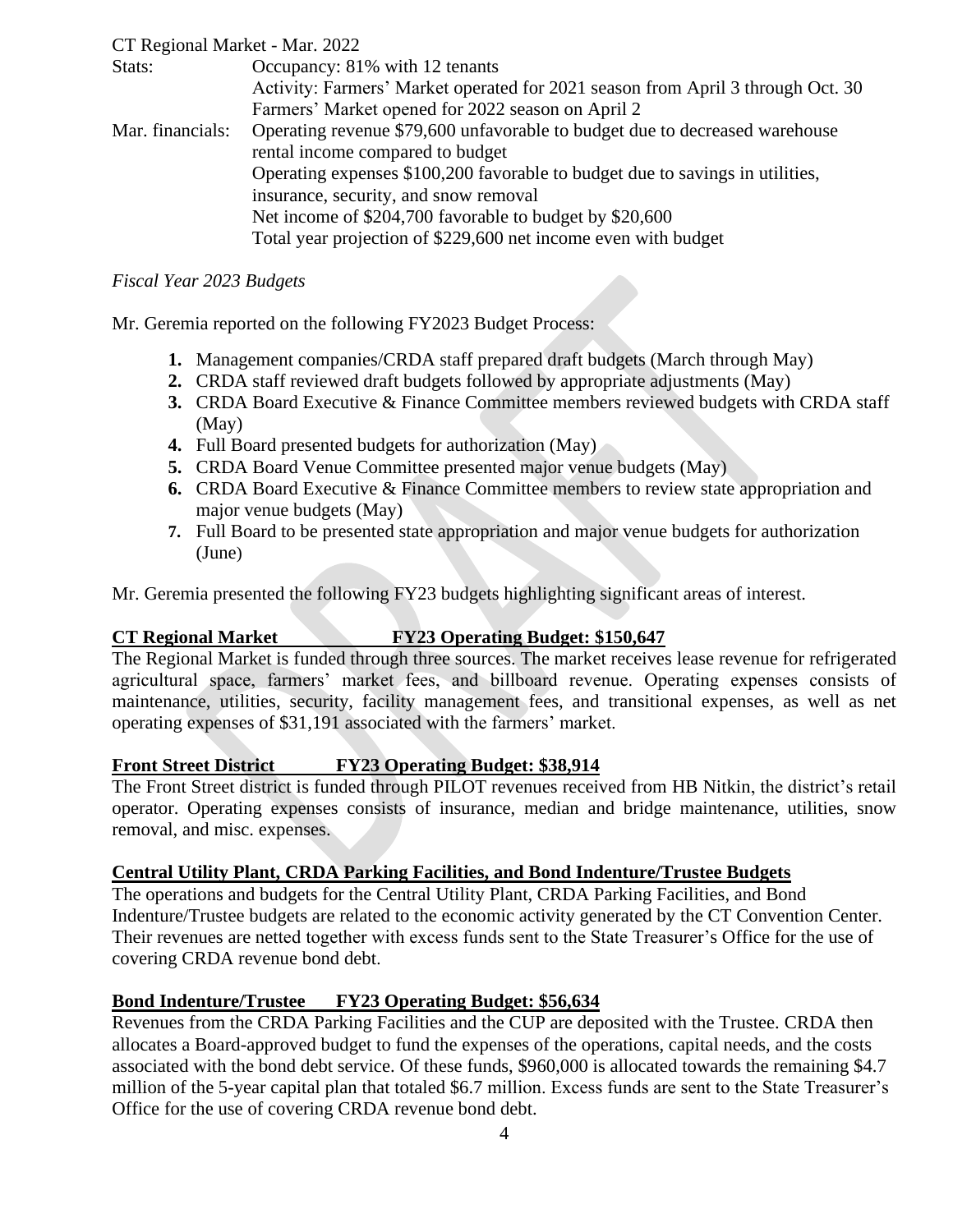CT Regional Market - Mar. 2022

| | |
|---|---|
| Stats: | Occupancy: 81% with 12 tenants |
| | Activity: Farmers' Market operated for 2021 season from April 3 through Oct. 30 |
| | Farmers' Market opened for 2022 season on April 2 |
| Mar. financials: | Operating revenue \$79,600 unfavorable to budget due to decreased warehouse rental income compared to budget |
| | Operating expenses \$100,200 favorable to budget due to savings in utilities, insurance, security, and snow removal |
| | Net income of \$204,700 favorable to budget by \$20,600 |
| | Total year projection of \$229,600 net income even with budget |

*Fiscal Year 2023 Budgets*

Mr. Geremia reported on the following FY2023 Budget Process:

1. Management companies/CRDA staff prepared draft budgets (March through May)
2. CRDA staff reviewed draft budgets followed by appropriate adjustments (May)
3. CRDA Board Executive & Finance Committee members reviewed budgets with CRDA staff (May)
4. Full Board presented budgets for authorization (May)
5. CRDA Board Venue Committee presented major venue budgets (May)
6. CRDA Board Executive & Finance Committee members to review state appropriation and major venue budgets (May)
7. Full Board to be presented state appropriation and major venue budgets for authorization (June)

Mr. Geremia presented the following FY23 budgets highlighting significant areas of interest.

**CT Regional Market FY23 Operating Budget: \$150,647**

The Regional Market is funded through three sources. The market receives lease revenue for refrigerated agricultural space, farmers' market fees, and billboard revenue. Operating expenses consists of maintenance, utilities, security, facility management fees, and transitional expenses, as well as net operating expenses of \$31,191 associated with the farmers' market.

**Front Street District FY23 Operating Budget: \$38,914**

The Front Street district is funded through PILOT revenues received from HB Nitkin, the district's retail operator. Operating expenses consists of insurance, median and bridge maintenance, utilities, snow removal, and misc. expenses.

**Central Utility Plant, CRDA Parking Facilities, and Bond Indenture/Trustee Budgets**

The operations and budgets for the Central Utility Plant, CRDA Parking Facilities, and Bond Indenture/Trustee budgets are related to the economic activity generated by the CT Convention Center. Their revenues are netted together with excess funds sent to the State Treasurer's Office for the use of covering CRDA revenue bond debt.

**Bond Indenture/Trustee FY23 Operating Budget: \$56,634**

Revenues from the CRDA Parking Facilities and the CUP are deposited with the Trustee. CRDA then allocates a Board-approved budget to fund the expenses of the operations, capital needs, and the costs associated with the bond debt service. Of these funds, \$960,000 is allocated towards the remaining \$4.7 million of the 5-year capital plan that totaled \$6.7 million. Excess funds are sent to the State Treasurer's Office for the use of covering CRDA revenue bond debt.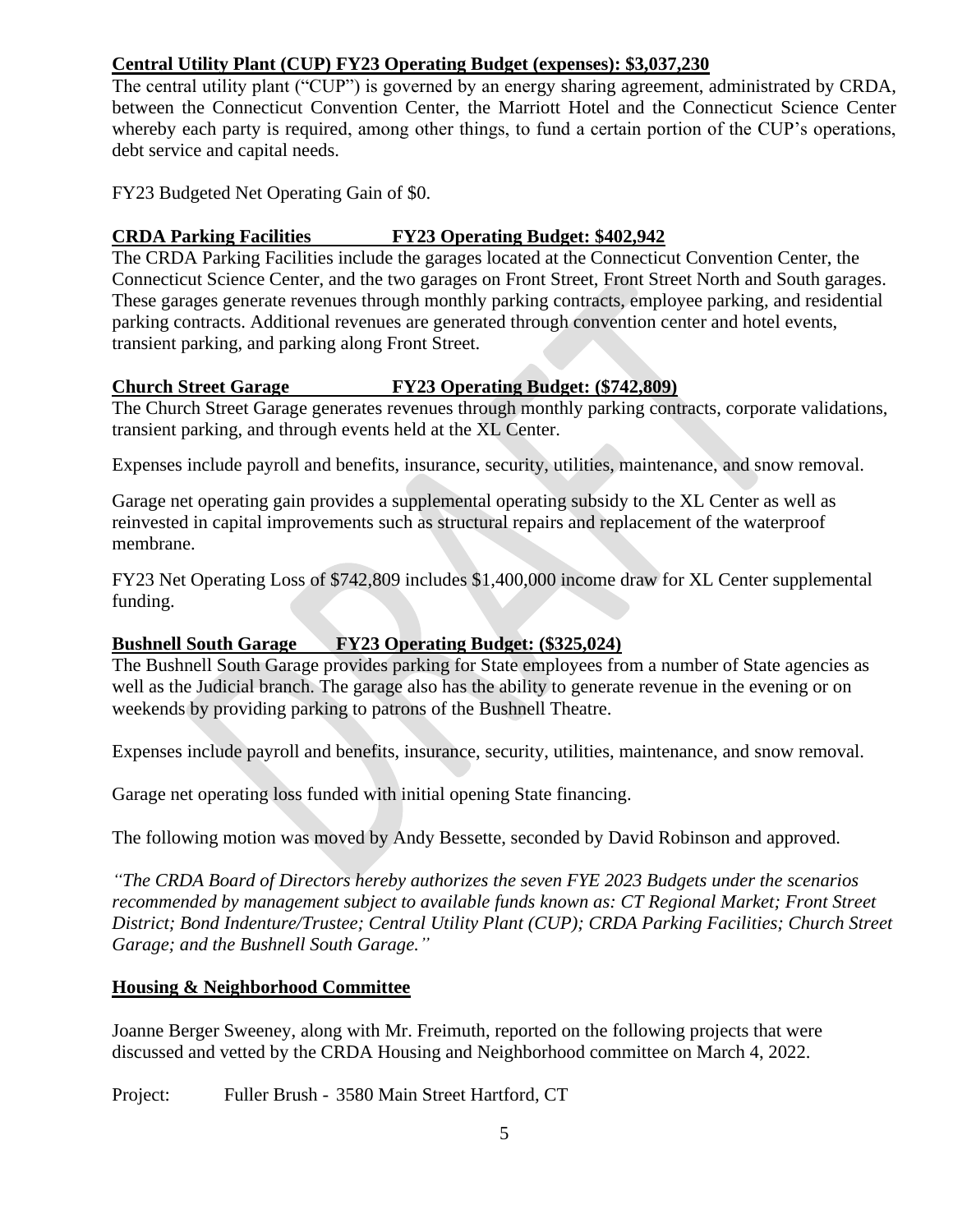**Central Utility Plant (CUP) FY23 Operating Budget (expenses): $3,037,230**

The central utility plant ("CUP") is governed by an energy sharing agreement, administrated by CRDA, between the Connecticut Convention Center, the Marriott Hotel and the Connecticut Science Center whereby each party is required, among other things, to fund a certain portion of the CUP's operations, debt service and capital needs.

FY23 Budgeted Net Operating Gain of $0.

**CRDA Parking Facilities FY23 Operating Budget: $402,942**

The CRDA Parking Facilities include the garages located at the Connecticut Convention Center, the Connecticut Science Center, and the two garages on Front Street, Front Street North and South garages. These garages generate revenues through monthly parking contracts, employee parking, and residential parking contracts. Additional revenues are generated through convention center and hotel events, transient parking, and parking along Front Street.

**Church Street Garage FY23 Operating Budget: ($742,809)**

The Church Street Garage generates revenues through monthly parking contracts, corporate validations, transient parking, and through events held at the XL Center.

Expenses include payroll and benefits, insurance, security, utilities, maintenance, and snow removal.

Garage net operating gain provides a supplemental operating subsidy to the XL Center as well as reinvested in capital improvements such as structural repairs and replacement of the waterproof membrane.

FY23 Net Operating Loss of $742,809 includes $1,400,000 income draw for XL Center supplemental funding.

**Bushnell South Garage FY23 Operating Budget: ($325,024)**

The Bushnell South Garage provides parking for State employees from a number of State agencies as well as the Judicial branch. The garage also has the ability to generate revenue in the evening or on weekends by providing parking to patrons of the Bushnell Theatre.

Expenses include payroll and benefits, insurance, security, utilities, maintenance, and snow removal.

Garage net operating loss funded with initial opening State financing.

The following motion was moved by Andy Bessette, seconded by David Robinson and approved.

*"The CRDA Board of Directors hereby authorizes the seven FYE 2023 Budgets under the scenarios recommended by management subject to available funds known as: CT Regional Market; Front Street District; Bond Indenture/Trustee; Central Utility Plant (CUP); CRDA Parking Facilities; Church Street Garage; and the Bushnell South Garage."*

**Housing & Neighborhood Committee**

Joanne Berger Sweeney, along with Mr. Freimuth, reported on the following projects that were discussed and vetted by the CRDA Housing and Neighborhood committee on March 4, 2022.

Project: Fuller Brush - 3580 Main Street Hartford, CT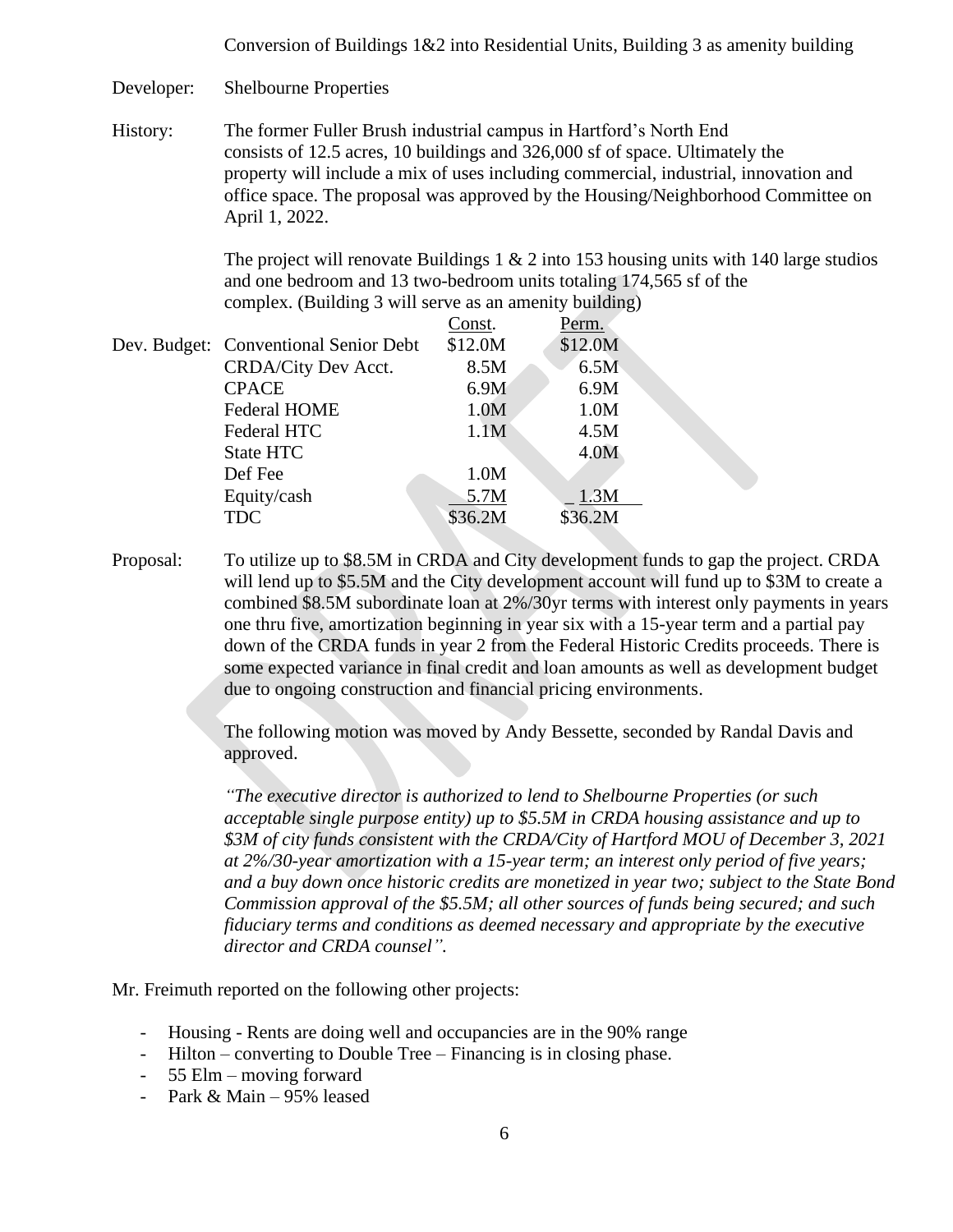Conversion of Buildings 1&2 into Residential Units, Building 3 as amenity building

Developer: Shelbourne Properties

History: The former Fuller Brush industrial campus in Hartford's North End consists of 12.5 acres, 10 buildings and 326,000 sf of space. Ultimately the property will include a mix of uses including commercial, industrial, innovation and office space. The proposal was approved by the Housing/Neighborhood Committee on April 1, 2022.

The project will renovate Buildings 1 & 2 into 153 housing units with 140 large studios and one bedroom and 13 two-bedroom units totaling 174,565 sf of the complex. (Building 3 will serve as an amenity building)

| Dev. Budget: | | Const. | Perm. |
|---|---|---|---|
| | Conventional Senior Debt | $12.0M | $12.0M |
| | CRDA/City Dev Acct. | 8.5M | 6.5M |
| | CPACE | 6.9M | 6.9M |
| | Federal HOME | 1.0M | 1.0M |
| | Federal HTC | 1.1M | 4.5M |
| | State HTC | | 4.0M |
| | Def Fee | 1.0M | |
| | Equity/cash | 5.7M | 1.3M |
| | TDC | $36.2M | $36.2M |

Proposal: To utilize up to $8.5M in CRDA and City development funds to gap the project. CRDA will lend up to $5.5M and the City development account will fund up to $3M to create a combined $8.5M subordinate loan at 2%/30yr terms with interest only payments in years one thru five, amortization beginning in year six with a 15-year term and a partial pay down of the CRDA funds in year 2 from the Federal Historic Credits proceeds. There is some expected variance in final credit and loan amounts as well as development budget due to ongoing construction and financial pricing environments.

The following motion was moved by Andy Bessette, seconded by Randal Davis and approved.

*"The executive director is authorized to lend to Shelbourne Properties (or such acceptable single purpose entity) up to $5.5M in CRDA housing assistance and up to $3M of city funds consistent with the CRDA/City of Hartford MOU of December 3, 2021 at 2%/30-year amortization with a 15-year term; an interest only period of five years; and a buy down once historic credits are monetized in year two; subject to the State Bond Commission approval of the $5.5M; all other sources of funds being secured; and such fiduciary terms and conditions as deemed necessary and appropriate by the executive director and CRDA counsel".*

Mr. Freimuth reported on the following other projects:

- Housing - Rents are doing well and occupancies are in the 90% range
- Hilton – converting to Double Tree – Financing is in closing phase.
- 55 Elm – moving forward
- Park & Main – 95% leased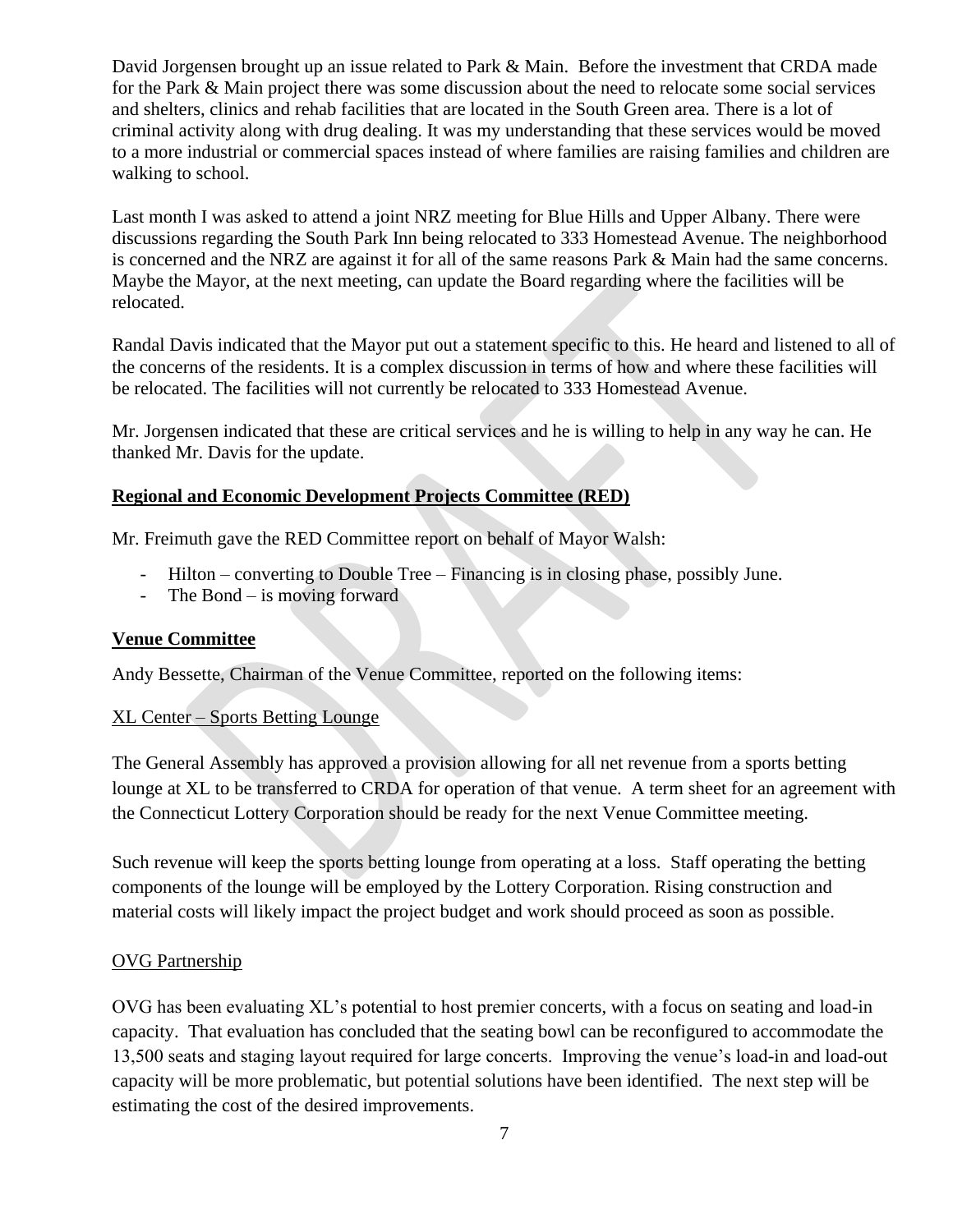David Jorgensen brought up an issue related to Park & Main. Before the investment that CRDA made for the Park & Main project there was some discussion about the need to relocate some social services and shelters, clinics and rehab facilities that are located in the South Green area. There is a lot of criminal activity along with drug dealing. It was my understanding that these services would be moved to a more industrial or commercial spaces instead of where families are raising families and children are walking to school.

Last month I was asked to attend a joint NRZ meeting for Blue Hills and Upper Albany. There were discussions regarding the South Park Inn being relocated to 333 Homestead Avenue. The neighborhood is concerned and the NRZ are against it for all of the same reasons Park & Main had the same concerns. Maybe the Mayor, at the next meeting, can update the Board regarding where the facilities will be relocated.

Randal Davis indicated that the Mayor put out a statement specific to this. He heard and listened to all of the concerns of the residents. It is a complex discussion in terms of how and where these facilities will be relocated. The facilities will not currently be relocated to 333 Homestead Avenue.

Mr. Jorgensen indicated that these are critical services and he is willing to help in any way he can. He thanked Mr. Davis for the update.

## Regional and Economic Development Projects Committee (RED)

Mr. Freimuth gave the RED Committee report on behalf of Mayor Walsh:

- Hilton – converting to Double Tree – Financing is in closing phase, possibly June.
- The Bond – is moving forward

## Venue Committee

Andy Bessette, Chairman of the Venue Committee, reported on the following items:

### XL Center – Sports Betting Lounge

The General Assembly has approved a provision allowing for all net revenue from a sports betting lounge at XL to be transferred to CRDA for operation of that venue. A term sheet for an agreement with the Connecticut Lottery Corporation should be ready for the next Venue Committee meeting.

Such revenue will keep the sports betting lounge from operating at a loss. Staff operating the betting components of the lounge will be employed by the Lottery Corporation. Rising construction and material costs will likely impact the project budget and work should proceed as soon as possible.

### OVG Partnership

OVG has been evaluating XL's potential to host premier concerts, with a focus on seating and load-in capacity. That evaluation has concluded that the seating bowl can be reconfigured to accommodate the 13,500 seats and staging layout required for large concerts. Improving the venue's load-in and load-out capacity will be more problematic, but potential solutions have been identified. The next step will be estimating the cost of the desired improvements.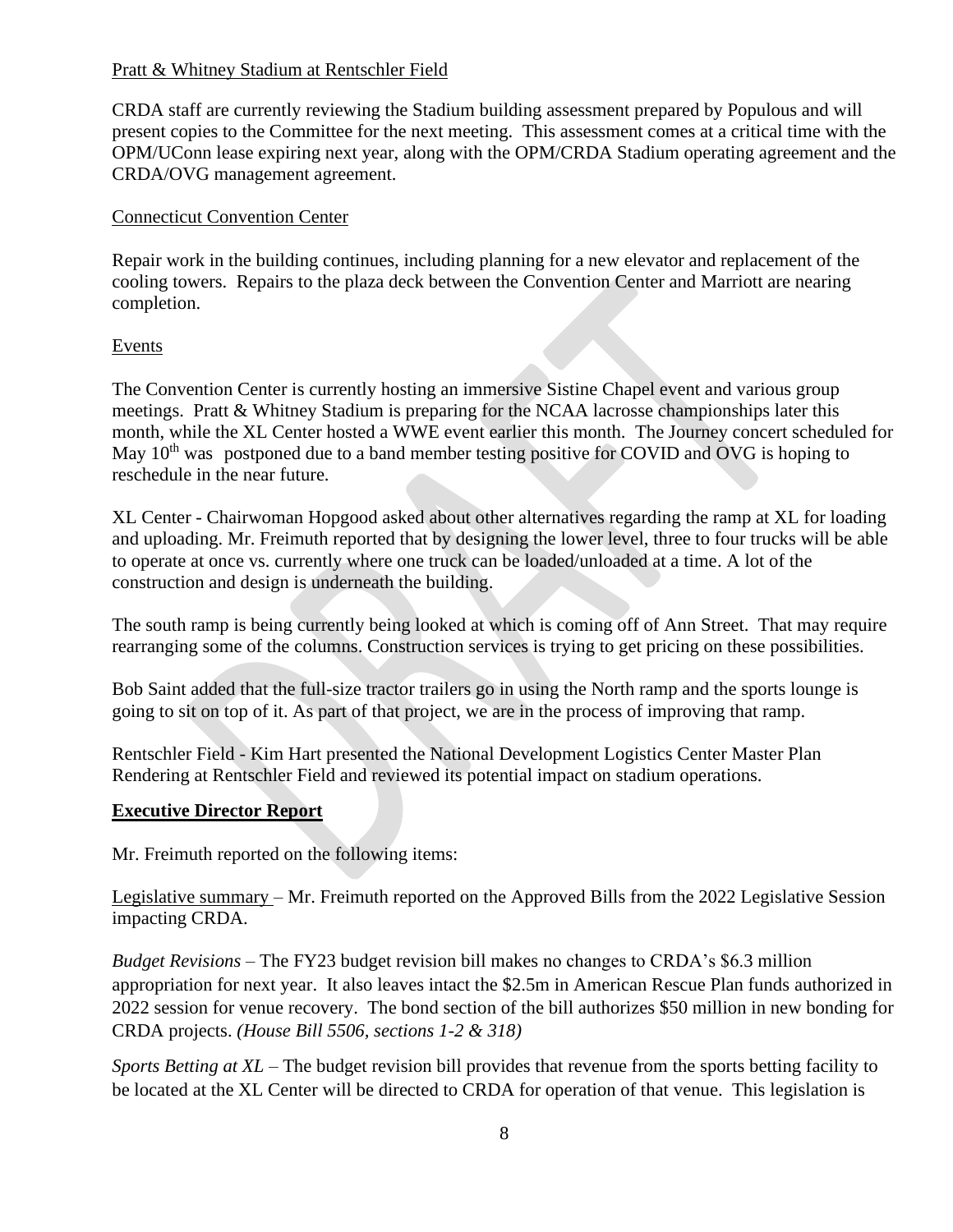Pratt & Whitney Stadium at Rentschler Field

CRDA staff are currently reviewing the Stadium building assessment prepared by Populous and will present copies to the Committee for the next meeting. This assessment comes at a critical time with the OPM/UConn lease expiring next year, along with the OPM/CRDA Stadium operating agreement and the CRDA/OVG management agreement.

Connecticut Convention Center

Repair work in the building continues, including planning for a new elevator and replacement of the cooling towers. Repairs to the plaza deck between the Convention Center and Marriott are nearing completion.

Events

The Convention Center is currently hosting an immersive Sistine Chapel event and various group meetings. Pratt & Whitney Stadium is preparing for the NCAA lacrosse championships later this month, while the XL Center hosted a WWE event earlier this month. The Journey concert scheduled for May 10th was postponed due to a band member testing positive for COVID and OVG is hoping to reschedule in the near future.

XL Center - Chairwoman Hopgood asked about other alternatives regarding the ramp at XL for loading and uploading. Mr. Freimuth reported that by designing the lower level, three to four trucks will be able to operate at once vs. currently where one truck can be loaded/unloaded at a time. A lot of the construction and design is underneath the building.

The south ramp is being currently being looked at which is coming off of Ann Street. That may require rearranging some of the columns. Construction services is trying to get pricing on these possibilities.

Bob Saint added that the full-size tractor trailers go in using the North ramp and the sports lounge is going to sit on top of it. As part of that project, we are in the process of improving that ramp.

Rentschler Field - Kim Hart presented the National Development Logistics Center Master Plan Rendering at Rentschler Field and reviewed its potential impact on stadium operations.

**Executive Director Report**

Mr. Freimuth reported on the following items:

Legislative summary – Mr. Freimuth reported on the Approved Bills from the 2022 Legislative Session impacting CRDA.

*Budget Revisions* – The FY23 budget revision bill makes no changes to CRDA's $6.3 million appropriation for next year. It also leaves intact the $2.5m in American Rescue Plan funds authorized in 2022 session for venue recovery. The bond section of the bill authorizes $50 million in new bonding for CRDA projects. *(House Bill 5506, sections 1-2 & 318)*

*Sports Betting at XL* – The budget revision bill provides that revenue from the sports betting facility to be located at the XL Center will be directed to CRDA for operation of that venue. This legislation is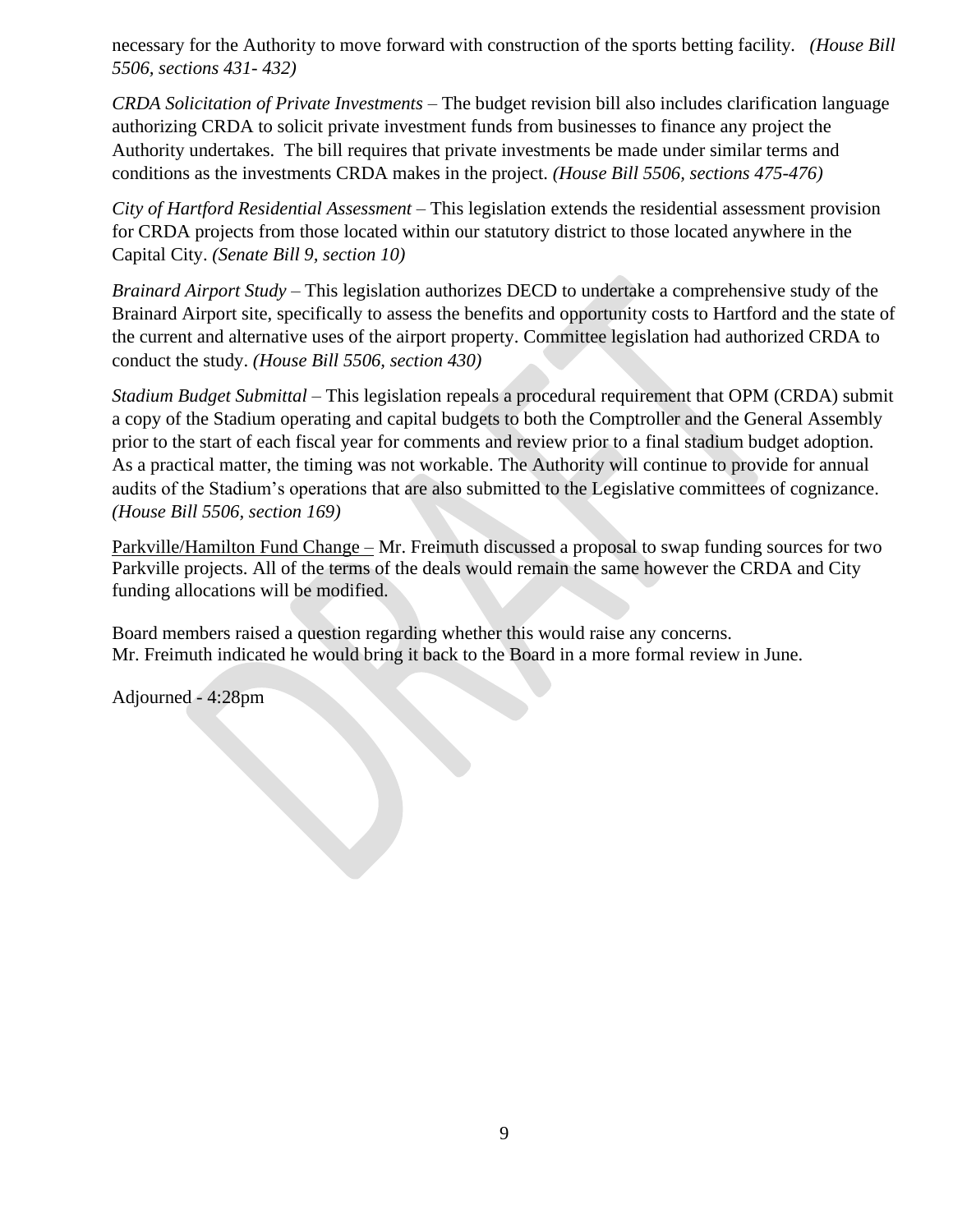necessary for the Authority to move forward with construction of the sports betting facility. *(House Bill 5506, sections 431- 432)*

*CRDA Solicitation of Private Investments* – The budget revision bill also includes clarification language authorizing CRDA to solicit private investment funds from businesses to finance any project the Authority undertakes. The bill requires that private investments be made under similar terms and conditions as the investments CRDA makes in the project. *(House Bill 5506, sections 475-476)*

*City of Hartford Residential Assessment* – This legislation extends the residential assessment provision for CRDA projects from those located within our statutory district to those located anywhere in the Capital City. *(Senate Bill 9, section 10)*

*Brainard Airport Study* – This legislation authorizes DECD to undertake a comprehensive study of the Brainard Airport site, specifically to assess the benefits and opportunity costs to Hartford and the state of the current and alternative uses of the airport property. Committee legislation had authorized CRDA to conduct the study. *(House Bill 5506, section 430)*

*Stadium Budget Submittal* – This legislation repeals a procedural requirement that OPM (CRDA) submit a copy of the Stadium operating and capital budgets to both the Comptroller and the General Assembly prior to the start of each fiscal year for comments and review prior to a final stadium budget adoption. As a practical matter, the timing was not workable. The Authority will continue to provide for annual audits of the Stadium's operations that are also submitted to the Legislative committees of cognizance. *(House Bill 5506, section 169)*

<u>Parkville/Hamilton Fund Change –</u> Mr. Freimuth discussed a proposal to swap funding sources for two Parkville projects. All of the terms of the deals would remain the same however the CRDA and City funding allocations will be modified.

Board members raised a question regarding whether this would raise any concerns.
Mr. Freimuth indicated he would bring it back to the Board in a more formal review in June.

Adjourned - 4:28pm